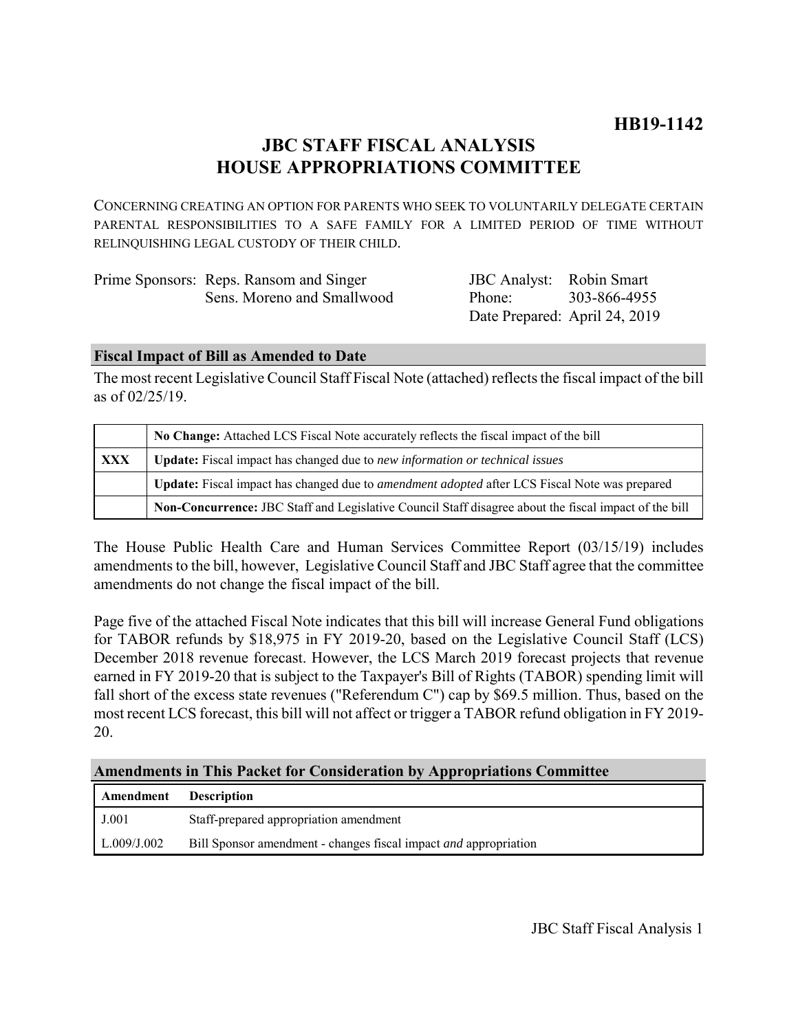**HB19-1142**

# JBC STAFF FISCAL ANALYSIS
# HOUSE APPROPRIATIONS COMMITTEE

CONCERNING CREATING AN OPTION FOR PARENTS WHO SEEK TO VOLUNTARILY DELEGATE CERTAIN PARENTAL RESPONSIBILITIES TO A SAFE FAMILY FOR A LIMITED PERIOD OF TIME WITHOUT RELINQUISHING LEGAL CUSTODY OF THEIR CHILD.

Prime Sponsors: Reps. Ransom and Singer
Sens. Moreno and Smallwood

JBC Analyst: Robin Smart
Phone: 303-866-4955
Date Prepared: April 24, 2019

## Fiscal Impact of Bill as Amended to Date

The most recent Legislative Council Staff Fiscal Note (attached) reflects the fiscal impact of the bill as of 02/25/19.

| | |
|---|---|
| | **No Change:** Attached LCS Fiscal Note accurately reflects the fiscal impact of the bill |
| **XXX** | **Update:** Fiscal impact has changed due to *new information or technical issues* |
| | **Update:** Fiscal impact has changed due to *amendment adopted* after LCS Fiscal Note was prepared |
| | **Non-Concurrence:** JBC Staff and Legislative Council Staff disagree about the fiscal impact of the bill |

The House Public Health Care and Human Services Committee Report (03/15/19) includes amendments to the bill, however, Legislative Council Staff and JBC Staff agree that the committee amendments do not change the fiscal impact of the bill.

Page five of the attached Fiscal Note indicates that this bill will increase General Fund obligations for TABOR refunds by $18,975 in FY 2019-20, based on the Legislative Council Staff (LCS) December 2018 revenue forecast. However, the LCS March 2019 forecast projects that revenue earned in FY 2019-20 that is subject to the Taxpayer's Bill of Rights (TABOR) spending limit will fall short of the excess state revenues ("Referendum C") cap by $69.5 million. Thus, based on the most recent LCS forecast, this bill will not affect or trigger a TABOR refund obligation in FY 2019-20.

## Amendments in This Packet for Consideration by Appropriations Committee

| Amendment | Description |
|---|---|
| J.001 | Staff-prepared appropriation amendment |
| L.009/J.002 | Bill Sponsor amendment - changes fiscal impact *and* appropriation |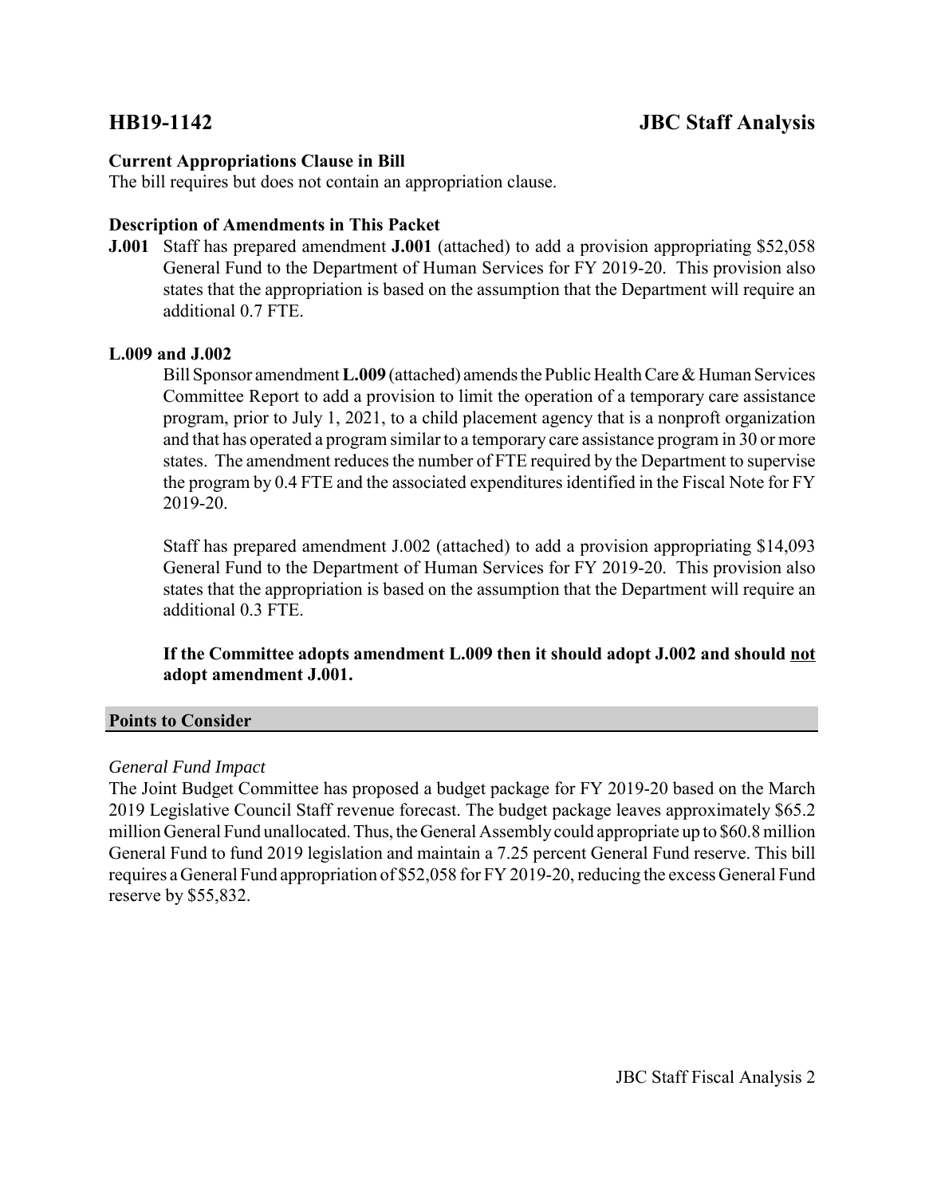## HB19-1142 JBC Staff Analysis

**Current Appropriations Clause in Bill**

The bill requires but does not contain an appropriation clause.

**Description of Amendments in This Packet**

**J.001** Staff has prepared amendment **J.001** (attached) to add a provision appropriating $52,058 General Fund to the Department of Human Services for FY 2019-20. This provision also states that the appropriation is based on the assumption that the Department will require an additional 0.7 FTE.

**L.009 and J.002**

Bill Sponsor amendment **L.009** (attached) amends the Public Health Care & Human Services Committee Report to add a provision to limit the operation of a temporary care assistance program, prior to July 1, 2021, to a child placement agency that is a nonproft organization and that has operated a program similar to a temporary care assistance program in 30 or more states. The amendment reduces the number of FTE required by the Department to supervise the program by 0.4 FTE and the associated expenditures identified in the Fiscal Note for FY 2019-20.

Staff has prepared amendment J.002 (attached) to add a provision appropriating $14,093 General Fund to the Department of Human Services for FY 2019-20. This provision also states that the appropriation is based on the assumption that the Department will require an additional 0.3 FTE.

**If the Committee adopts amendment L.009 then it should adopt J.002 and should not adopt amendment J.001.**

### Points to Consider

*General Fund Impact*

The Joint Budget Committee has proposed a budget package for FY 2019-20 based on the March 2019 Legislative Council Staff revenue forecast. The budget package leaves approximately $65.2 million General Fund unallocated. Thus, the General Assembly could appropriate up to $60.8 million General Fund to fund 2019 legislation and maintain a 7.25 percent General Fund reserve. This bill requires a General Fund appropriation of $52,058 for FY 2019-20, reducing the excess General Fund reserve by $55,832.